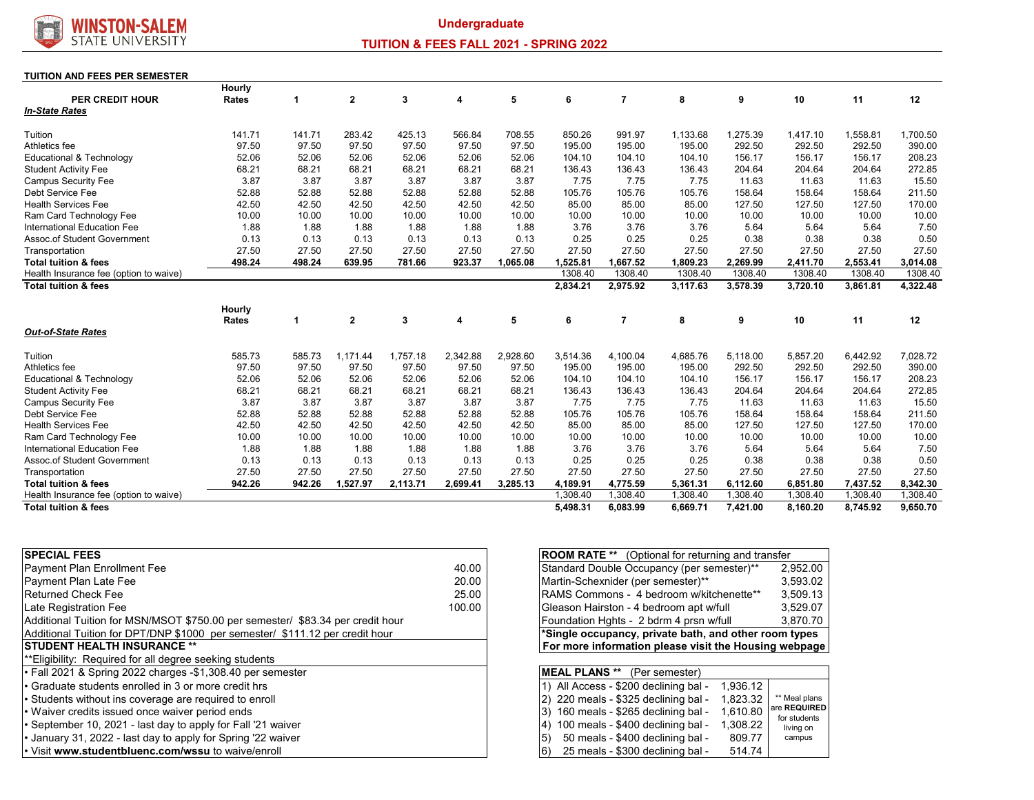# Undergraduate

## TUITION & FEES FALL 2021 - SPRING 2022

### TUITION AND FEES PER SEMESTER

| PER CREDIT HOUR | Hourly Rates | 1 | 2 | 3 | 4 | 5 | 6 | 7 | 8 | 9 | 10 | 11 | 12 |
|---|---|---|---|---|---|---|---|---|---|---|---|---|---|
| ***In-State Rates*** | | | | | | | | | | | | | |
| Tuition | 141.71 | 141.71 | 283.42 | 425.13 | 566.84 | 708.55 | 850.26 | 991.97 | 1,133.68 | 1,275.39 | 1,417.10 | 1,558.81 | 1,700.50 |
| Athletics fee | 97.50 | 97.50 | 97.50 | 97.50 | 97.50 | 97.50 | 195.00 | 195.00 | 195.00 | 292.50 | 292.50 | 292.50 | 390.00 |
| Educational & Technology | 52.06 | 52.06 | 52.06 | 52.06 | 52.06 | 52.06 | 104.10 | 104.10 | 104.10 | 156.17 | 156.17 | 156.17 | 208.23 |
| Student Activity Fee | 68.21 | 68.21 | 68.21 | 68.21 | 68.21 | 68.21 | 136.43 | 136.43 | 136.43 | 204.64 | 204.64 | 204.64 | 272.85 |
| Campus Security Fee | 3.87 | 3.87 | 3.87 | 3.87 | 3.87 | 3.87 | 7.75 | 7.75 | 7.75 | 11.63 | 11.63 | 11.63 | 15.50 |
| Debt Service Fee | 52.88 | 52.88 | 52.88 | 52.88 | 52.88 | 52.88 | 105.76 | 105.76 | 105.76 | 158.64 | 158.64 | 158.64 | 211.50 |
| Health Services Fee | 42.50 | 42.50 | 42.50 | 42.50 | 42.50 | 42.50 | 85.00 | 85.00 | 85.00 | 127.50 | 127.50 | 127.50 | 170.00 |
| Ram Card Technology Fee | 10.00 | 10.00 | 10.00 | 10.00 | 10.00 | 10.00 | 10.00 | 10.00 | 10.00 | 10.00 | 10.00 | 10.00 | 10.00 |
| International Education Fee | 1.88 | 1.88 | 1.88 | 1.88 | 1.88 | 1.88 | 3.76 | 3.76 | 3.76 | 5.64 | 5.64 | 5.64 | 7.50 |
| Assoc.of Student Government | 0.13 | 0.13 | 0.13 | 0.13 | 0.13 | 0.13 | 0.25 | 0.25 | 0.25 | 0.38 | 0.38 | 0.38 | 0.50 |
| Transportation | 27.50 | 27.50 | 27.50 | 27.50 | 27.50 | 27.50 | 27.50 | 27.50 | 27.50 | 27.50 | 27.50 | 27.50 | 27.50 |
| **Total tuition & fees** | **498.24** | **498.24** | **639.95** | **781.66** | **923.37** | **1,065.08** | **1,525.81** | **1,667.52** | **1,809.23** | **2,269.99** | **2,411.70** | **2,553.41** | **3,014.08** |
| Health Insurance fee (option to waive) | | | | | | | 1308.40 | 1308.40 | 1308.40 | 1308.40 | 1308.40 | 1308.40 | 1308.40 |
| **Total tuition & fees** | | | | | | | **2,834.21** | **2,975.92** | **3,117.63** | **3,578.39** | **3,720.10** | **3,861.81** | **4,322.48** |

| | Hourly Rates | 1 | 2 | 3 | 4 | 5 | 6 | 7 | 8 | 9 | 10 | 11 | 12 |
|---|---|---|---|---|---|---|---|---|---|---|---|---|---|
| ***Out-of-State Rates*** | | | | | | | | | | | | | |
| Tuition | 585.73 | 585.73 | 1,171.44 | 1,757.18 | 2,342.88 | 2,928.60 | 3,514.36 | 4,100.04 | 4,685.76 | 5,118.00 | 5,857.20 | 6,442.92 | 7,028.72 |
| Athletics fee | 97.50 | 97.50 | 97.50 | 97.50 | 97.50 | 97.50 | 195.00 | 195.00 | 195.00 | 292.50 | 292.50 | 292.50 | 390.00 |
| Educational & Technology | 52.06 | 52.06 | 52.06 | 52.06 | 52.06 | 52.06 | 104.10 | 104.10 | 104.10 | 156.17 | 156.17 | 156.17 | 208.23 |
| Student Activity Fee | 68.21 | 68.21 | 68.21 | 68.21 | 68.21 | 68.21 | 136.43 | 136.43 | 136.43 | 204.64 | 204.64 | 204.64 | 272.85 |
| Campus Security Fee | 3.87 | 3.87 | 3.87 | 3.87 | 3.87 | 3.87 | 7.75 | 7.75 | 7.75 | 11.63 | 11.63 | 11.63 | 15.50 |
| Debt Service Fee | 52.88 | 52.88 | 52.88 | 52.88 | 52.88 | 52.88 | 105.76 | 105.76 | 105.76 | 158.64 | 158.64 | 158.64 | 211.50 |
| Health Services Fee | 42.50 | 42.50 | 42.50 | 42.50 | 42.50 | 42.50 | 85.00 | 85.00 | 85.00 | 127.50 | 127.50 | 127.50 | 170.00 |
| Ram Card Technology Fee | 10.00 | 10.00 | 10.00 | 10.00 | 10.00 | 10.00 | 10.00 | 10.00 | 10.00 | 10.00 | 10.00 | 10.00 | 10.00 |
| International Education Fee | 1.88 | 1.88 | 1.88 | 1.88 | 1.88 | 1.88 | 3.76 | 3.76 | 3.76 | 5.64 | 5.64 | 5.64 | 7.50 |
| Assoc.of Student Government | 0.13 | 0.13 | 0.13 | 0.13 | 0.13 | 0.13 | 0.25 | 0.25 | 0.25 | 0.38 | 0.38 | 0.38 | 0.50 |
| Transportation | 27.50 | 27.50 | 27.50 | 27.50 | 27.50 | 27.50 | 27.50 | 27.50 | 27.50 | 27.50 | 27.50 | 27.50 | 27.50 |
| **Total tuition & fees** | **942.26** | **942.26** | **1,527.97** | **2,113.71** | **2,699.41** | **3,285.13** | **4,189.91** | **4,775.59** | **5,361.31** | **6,112.60** | **6,851.80** | **7,437.52** | **8,342.30** |
| Health Insurance fee (option to waive) | | | | | | | 1,308.40 | 1,308.40 | 1,308.40 | 1,308.40 | 1,308.40 | 1,308.40 | 1,308.40 |
| **Total tuition & fees** | | | | | | | **5,498.31** | **6,083.99** | **6,669.71** | **7,421.00** | **8,160.20** | **8,745.92** | **9,650.70** |

| **SPECIAL FEES** | |
|---|---|
| Payment Plan Enrollment Fee | 40.00 |
| Payment Plan Late Fee | 20.00 |
| Returned Check Fee | 25.00 |
| Late Registration Fee | 100.00 |
| Additional Tuition for MSN/MSOT $750.00 per semester/ $83.34 per credit hour | |
| Additional Tuition for DPT/DNP $1000 per semester/ $111.12 per credit hour | |

**STUDENT HEALTH INSURANCE \*\***

\*\*Eligibility: Required for all degree seeking students

- Fall 2021 & Spring 2022 charges -$1,308.40 per semester
- Graduate students enrolled in 3 or more credit hrs
- Students without ins coverage are required to enroll
- Waiver credits issued once waiver period ends
- September 10, 2021 - last day to apply for Fall '21 waiver
- January 31, 2022 - last day to apply for Spring '22 waiver
- Visit **www.studentbluenc.com/wssu** to waive/enroll

| **ROOM RATE \*\*** (Optional for returning and transfer | |
|---|---|
| Standard Double Occupancy (per semester)\*\* | 2,952.00 |
| Martin-Schexnider (per semester)\*\* | 3,593.02 |
| RAMS Commons - 4 bedroom w/kitchenette\*\* | 3,509.13 |
| Gleason Hairston - 4 bedroom apt w/full | 3,529.07 |
| Foundation Hghts - 2 bdrm 4 prsn w/full | 3,870.70 |

**\*Single occupancy, private bath, and other room types**
**For more information please visit the Housing webpage**

| **MEAL PLANS \*\*** (Per semester) | | |
|---|---|---|
| 1) All Access - $200 declining bal - | 1,936.12 | \*\* Meal plans are **REQUIRED** for students living on campus |
| 2) 220 meals - $325 declining bal - | 1,823.32 | |
| 3) 160 meals - $265 declining bal - | 1,610.80 | |
| 4) 100 meals - $400 declining bal - | 1,308.22 | |
| 5) 50 meals - $400 declining bal - | 809.77 | |
| 6) 25 meals - $300 declining bal - | 514.74 | |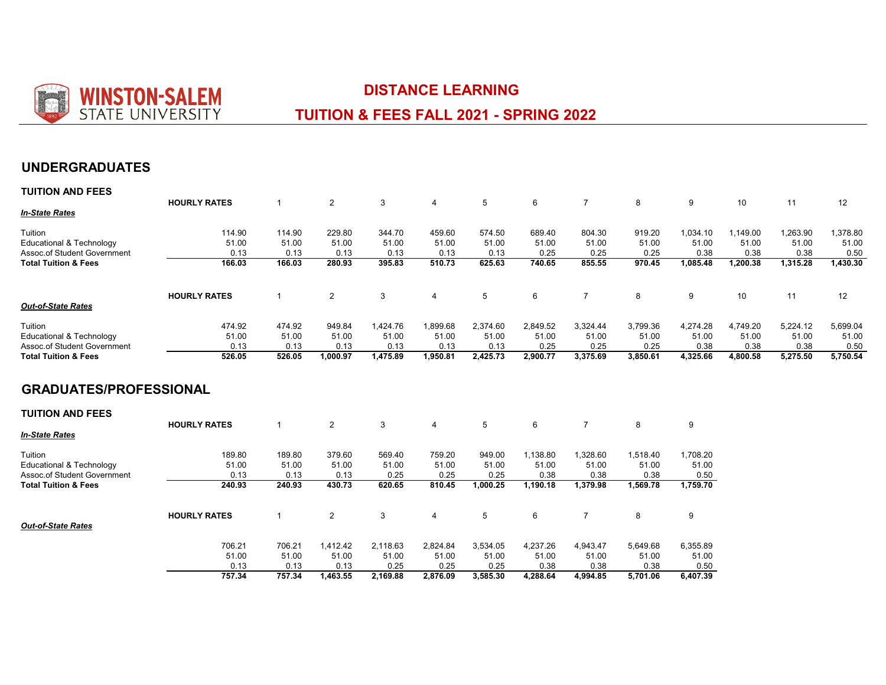# DISTANCE LEARNING

## TUITION & FEES FALL 2021 - SPRING 2022

## UNDERGRADUATES

### TUITION AND FEES

| *In-State Rates* | HOURLY RATES | 1 | 2 | 3 | 4 | 5 | 6 | 7 | 8 | 9 | 10 | 11 | 12 |
|---|---|---|---|---|---|---|---|---|---|---|---|---|---|
| Tuition | 114.90 | 114.90 | 229.80 | 344.70 | 459.60 | 574.50 | 689.40 | 804.30 | 919.20 | 1,034.10 | 1,149.00 | 1,263.90 | 1,378.80 |
| Educational & Technology | 51.00 | 51.00 | 51.00 | 51.00 | 51.00 | 51.00 | 51.00 | 51.00 | 51.00 | 51.00 | 51.00 | 51.00 | 51.00 |
| Assoc.of Student Government | 0.13 | 0.13 | 0.13 | 0.13 | 0.13 | 0.13 | 0.25 | 0.25 | 0.25 | 0.38 | 0.38 | 0.38 | 0.50 |
| **Total Tuition & Fees** | **166.03** | **166.03** | **280.93** | **395.83** | **510.73** | **625.63** | **740.65** | **855.55** | **970.45** | **1,085.48** | **1,200.38** | **1,315.28** | **1,430.30** |

| *Out-of-State Rates* | HOURLY RATES | 1 | 2 | 3 | 4 | 5 | 6 | 7 | 8 | 9 | 10 | 11 | 12 |
|---|---|---|---|---|---|---|---|---|---|---|---|---|---|
| Tuition | 474.92 | 474.92 | 949.84 | 1,424.76 | 1,899.68 | 2,374.60 | 2,849.52 | 3,324.44 | 3,799.36 | 4,274.28 | 4,749.20 | 5,224.12 | 5,699.04 |
| Educational & Technology | 51.00 | 51.00 | 51.00 | 51.00 | 51.00 | 51.00 | 51.00 | 51.00 | 51.00 | 51.00 | 51.00 | 51.00 | 51.00 |
| Assoc.of Student Government | 0.13 | 0.13 | 0.13 | 0.13 | 0.13 | 0.13 | 0.25 | 0.25 | 0.25 | 0.38 | 0.38 | 0.38 | 0.50 |
| **Total Tuition & Fees** | **526.05** | **526.05** | **1,000.97** | **1,475.89** | **1,950.81** | **2,425.73** | **2,900.77** | **3,375.69** | **3,850.61** | **4,325.66** | **4,800.58** | **5,275.50** | **5,750.54** |

## GRADUATES/PROFESSIONAL

### TUITION AND FEES

| *In-State Rates* | HOURLY RATES | 1 | 2 | 3 | 4 | 5 | 6 | 7 | 8 | 9 |
|---|---|---|---|---|---|---|---|---|---|---|
| Tuition | 189.80 | 189.80 | 379.60 | 569.40 | 759.20 | 949.00 | 1,138.80 | 1,328.60 | 1,518.40 | 1,708.20 |
| Educational & Technology | 51.00 | 51.00 | 51.00 | 51.00 | 51.00 | 51.00 | 51.00 | 51.00 | 51.00 | 51.00 |
| Assoc.of Student Government | 0.13 | 0.13 | 0.13 | 0.25 | 0.25 | 0.25 | 0.38 | 0.38 | 0.38 | 0.50 |
| **Total Tuition & Fees** | **240.93** | **240.93** | **430.73** | **620.65** | **810.45** | **1,000.25** | **1,190.18** | **1,379.98** | **1,569.78** | **1,759.70** |

| *Out-of-State Rates* | HOURLY RATES | 1 | 2 | 3 | 4 | 5 | 6 | 7 | 8 | 9 |
|---|---|---|---|---|---|---|---|---|---|---|
| | 706.21 | 706.21 | 1,412.42 | 2,118.63 | 2,824.84 | 3,534.05 | 4,237.26 | 4,943.47 | 5,649.68 | 6,355.89 |
| | 51.00 | 51.00 | 51.00 | 51.00 | 51.00 | 51.00 | 51.00 | 51.00 | 51.00 | 51.00 |
| | 0.13 | 0.13 | 0.13 | 0.25 | 0.25 | 0.25 | 0.38 | 0.38 | 0.38 | 0.50 |
| | **757.34** | **757.34** | **1,463.55** | **2,169.88** | **2,876.09** | **3,585.30** | **4,288.64** | **4,994.85** | **5,701.06** | **6,407.39** |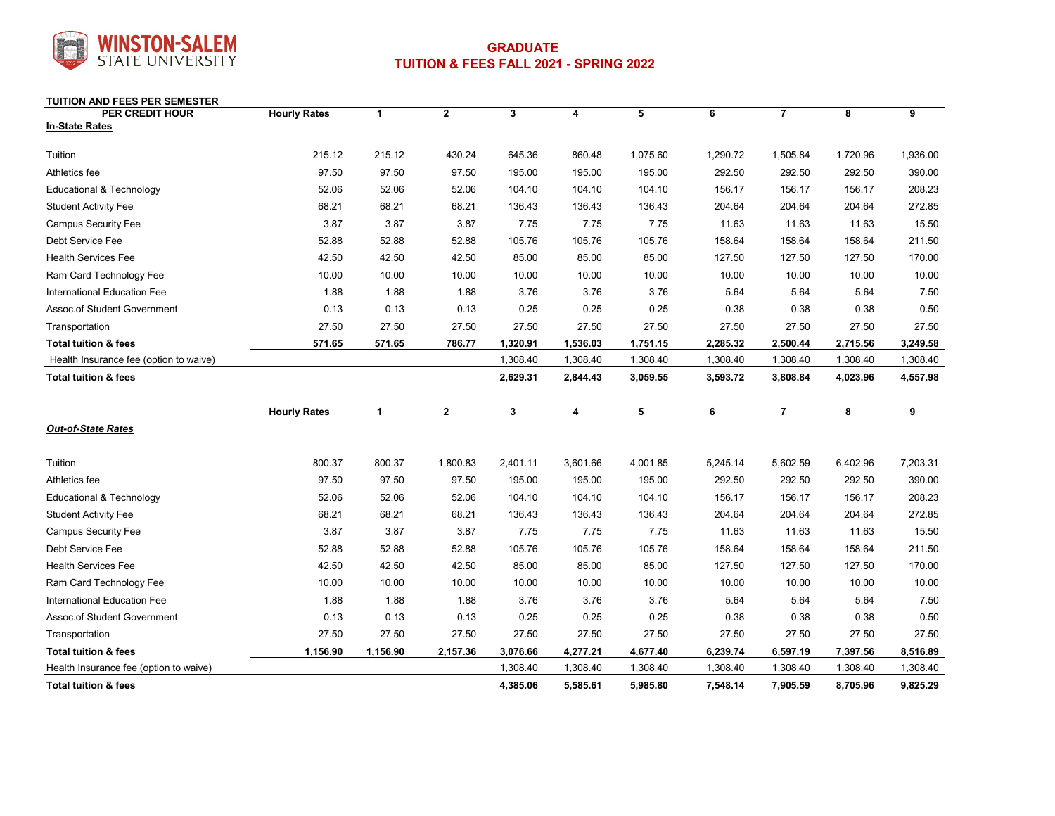WINSTON-SALEM STATE UNIVERSITY

## GRADUATE
## TUITION & FEES FALL 2021 - SPRING 2022

**TUITION AND FEES PER SEMESTER**

| PER CREDIT HOUR | Hourly Rates | 1 | 2 | 3 | 4 | 5 | 6 | 7 | 8 | 9 |
|---|---|---|---|---|---|---|---|---|---|---|
| **In-State Rates** | | | | | | | | | | |
| Tuition | 215.12 | 215.12 | 430.24 | 645.36 | 860.48 | 1,075.60 | 1,290.72 | 1,505.84 | 1,720.96 | 1,936.00 |
| Athletics fee | 97.50 | 97.50 | 97.50 | 195.00 | 195.00 | 195.00 | 292.50 | 292.50 | 292.50 | 390.00 |
| Educational & Technology | 52.06 | 52.06 | 52.06 | 104.10 | 104.10 | 104.10 | 156.17 | 156.17 | 156.17 | 208.23 |
| Student Activity Fee | 68.21 | 68.21 | 68.21 | 136.43 | 136.43 | 136.43 | 204.64 | 204.64 | 204.64 | 272.85 |
| Campus Security Fee | 3.87 | 3.87 | 3.87 | 7.75 | 7.75 | 7.75 | 11.63 | 11.63 | 11.63 | 15.50 |
| Debt Service Fee | 52.88 | 52.88 | 52.88 | 105.76 | 105.76 | 105.76 | 158.64 | 158.64 | 158.64 | 211.50 |
| Health Services Fee | 42.50 | 42.50 | 42.50 | 85.00 | 85.00 | 85.00 | 127.50 | 127.50 | 127.50 | 170.00 |
| Ram Card Technology Fee | 10.00 | 10.00 | 10.00 | 10.00 | 10.00 | 10.00 | 10.00 | 10.00 | 10.00 | 10.00 |
| International Education Fee | 1.88 | 1.88 | 1.88 | 3.76 | 3.76 | 3.76 | 5.64 | 5.64 | 5.64 | 7.50 |
| Assoc.of Student Government | 0.13 | 0.13 | 0.13 | 0.25 | 0.25 | 0.25 | 0.38 | 0.38 | 0.38 | 0.50 |
| Transportation | 27.50 | 27.50 | 27.50 | 27.50 | 27.50 | 27.50 | 27.50 | 27.50 | 27.50 | 27.50 |
| **Total tuition & fees** | **571.65** | **571.65** | **786.77** | **1,320.91** | **1,536.03** | **1,751.15** | **2,285.32** | **2,500.44** | **2,715.56** | **3,249.58** |
| Health Insurance fee (option to waive) | | | | 1,308.40 | 1,308.40 | 1,308.40 | 1,308.40 | 1,308.40 | 1,308.40 | 1,308.40 |
| **Total tuition & fees** | | | | **2,629.31** | **2,844.43** | **3,059.55** | **3,593.72** | **3,808.84** | **4,023.96** | **4,557.98** |

| | Hourly Rates | 1 | 2 | 3 | 4 | 5 | 6 | 7 | 8 | 9 |
|---|---|---|---|---|---|---|---|---|---|---|
| ***Out-of-State Rates*** | | | | | | | | | | |
| Tuition | 800.37 | 800.37 | 1,800.83 | 2,401.11 | 3,601.66 | 4,001.85 | 5,245.14 | 5,602.59 | 6,402.96 | 7,203.31 |
| Athletics fee | 97.50 | 97.50 | 97.50 | 195.00 | 195.00 | 195.00 | 292.50 | 292.50 | 292.50 | 390.00 |
| Educational & Technology | 52.06 | 52.06 | 52.06 | 104.10 | 104.10 | 104.10 | 156.17 | 156.17 | 156.17 | 208.23 |
| Student Activity Fee | 68.21 | 68.21 | 68.21 | 136.43 | 136.43 | 136.43 | 204.64 | 204.64 | 204.64 | 272.85 |
| Campus Security Fee | 3.87 | 3.87 | 3.87 | 7.75 | 7.75 | 7.75 | 11.63 | 11.63 | 11.63 | 15.50 |
| Debt Service Fee | 52.88 | 52.88 | 52.88 | 105.76 | 105.76 | 105.76 | 158.64 | 158.64 | 158.64 | 211.50 |
| Health Services Fee | 42.50 | 42.50 | 42.50 | 85.00 | 85.00 | 85.00 | 127.50 | 127.50 | 127.50 | 170.00 |
| Ram Card Technology Fee | 10.00 | 10.00 | 10.00 | 10.00 | 10.00 | 10.00 | 10.00 | 10.00 | 10.00 | 10.00 |
| International Education Fee | 1.88 | 1.88 | 1.88 | 3.76 | 3.76 | 3.76 | 5.64 | 5.64 | 5.64 | 7.50 |
| Assoc.of Student Government | 0.13 | 0.13 | 0.13 | 0.25 | 0.25 | 0.25 | 0.38 | 0.38 | 0.38 | 0.50 |
| Transportation | 27.50 | 27.50 | 27.50 | 27.50 | 27.50 | 27.50 | 27.50 | 27.50 | 27.50 | 27.50 |
| **Total tuition & fees** | **1,156.90** | **1,156.90** | **2,157.36** | **3,076.66** | **4,277.21** | **4,677.40** | **6,239.74** | **6,597.19** | **7,397.56** | **8,516.89** |
| Health Insurance fee (option to waive) | | | | 1,308.40 | 1,308.40 | 1,308.40 | 1,308.40 | 1,308.40 | 1,308.40 | 1,308.40 |
| **Total tuition & fees** | | | | **4,385.06** | **5,585.61** | **5,985.80** | **7,548.14** | **7,905.59** | **8,705.96** | **9,825.29** |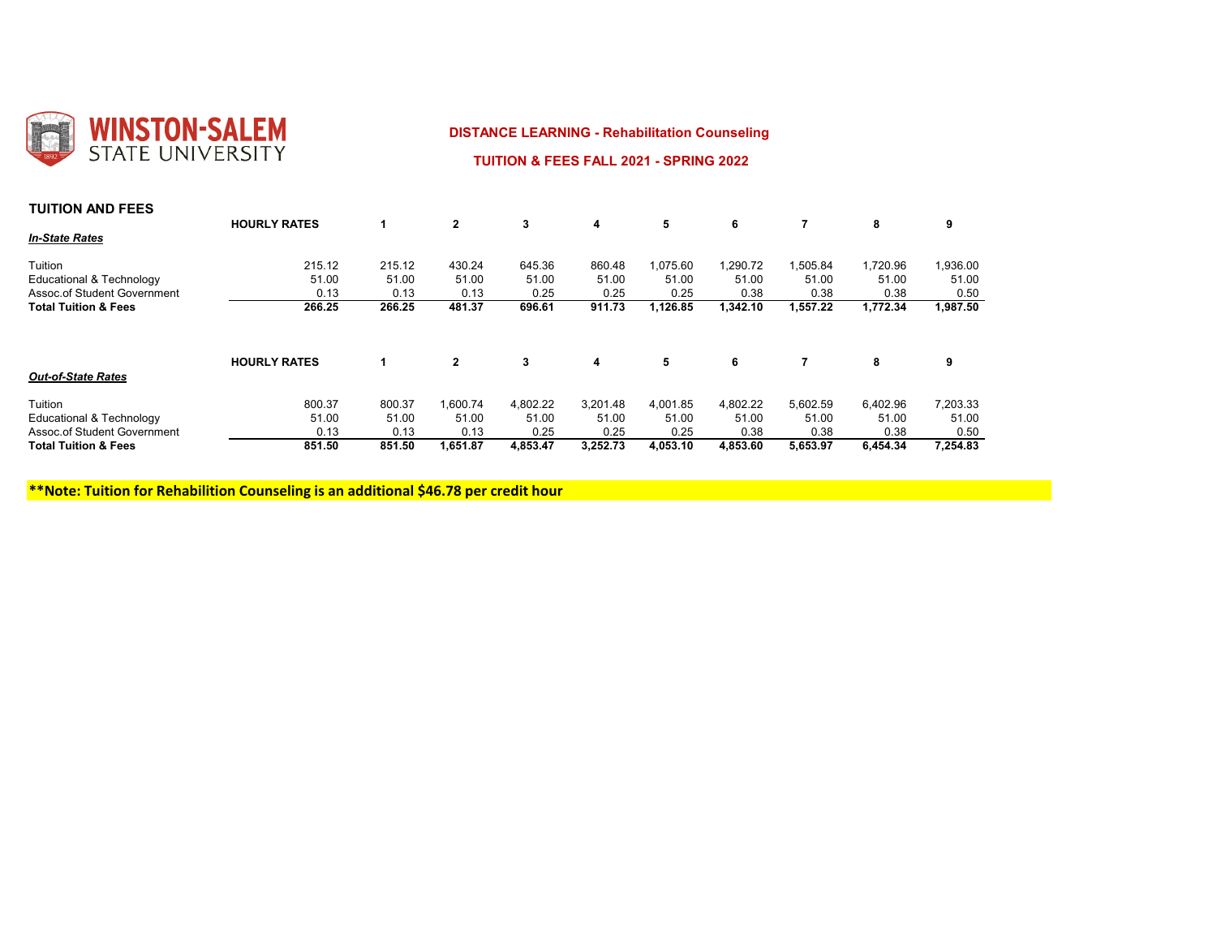WINSTON-SALEM STATE UNIVERSITY

## DISTANCE LEARNING - Rehabilitation Counseling

## TUITION & FEES FALL 2021 - SPRING 2022

### TUITION AND FEES

| ***In-State Rates*** | **HOURLY RATES** | **1** | **2** | **3** | **4** | **5** | **6** | **7** | **8** | **9** |
|---|---|---|---|---|---|---|---|---|---|---|
| Tuition | 215.12 | 215.12 | 430.24 | 645.36 | 860.48 | 1,075.60 | 1,290.72 | 1,505.84 | 1,720.96 | 1,936.00 |
| Educational & Technology | 51.00 | 51.00 | 51.00 | 51.00 | 51.00 | 51.00 | 51.00 | 51.00 | 51.00 | 51.00 |
| Assoc.of Student Government | 0.13 | 0.13 | 0.13 | 0.25 | 0.25 | 0.25 | 0.38 | 0.38 | 0.38 | 0.50 |
| **Total Tuition & Fees** | **266.25** | **266.25** | **481.37** | **696.61** | **911.73** | **1,126.85** | **1,342.10** | **1,557.22** | **1,772.34** | **1,987.50** |

| ***Out-of-State Rates*** | **HOURLY RATES** | **1** | **2** | **3** | **4** | **5** | **6** | **7** | **8** | **9** |
|---|---|---|---|---|---|---|---|---|---|---|
| Tuition | 800.37 | 800.37 | 1,600.74 | 4,802.22 | 3,201.48 | 4,001.85 | 4,802.22 | 5,602.59 | 6,402.96 | 7,203.33 |
| Educational & Technology | 51.00 | 51.00 | 51.00 | 51.00 | 51.00 | 51.00 | 51.00 | 51.00 | 51.00 | 51.00 |
| Assoc.of Student Government | 0.13 | 0.13 | 0.13 | 0.25 | 0.25 | 0.25 | 0.38 | 0.38 | 0.38 | 0.50 |
| **Total Tuition & Fees** | **851.50** | **851.50** | **1,651.87** | **4,853.47** | **3,252.73** | **4,053.10** | **4,853.60** | **5,653.97** | **6,454.34** | **7,254.83** |

**\*\*Note: Tuition for Rehabilition Counseling is an additional $46.78 per credit hour**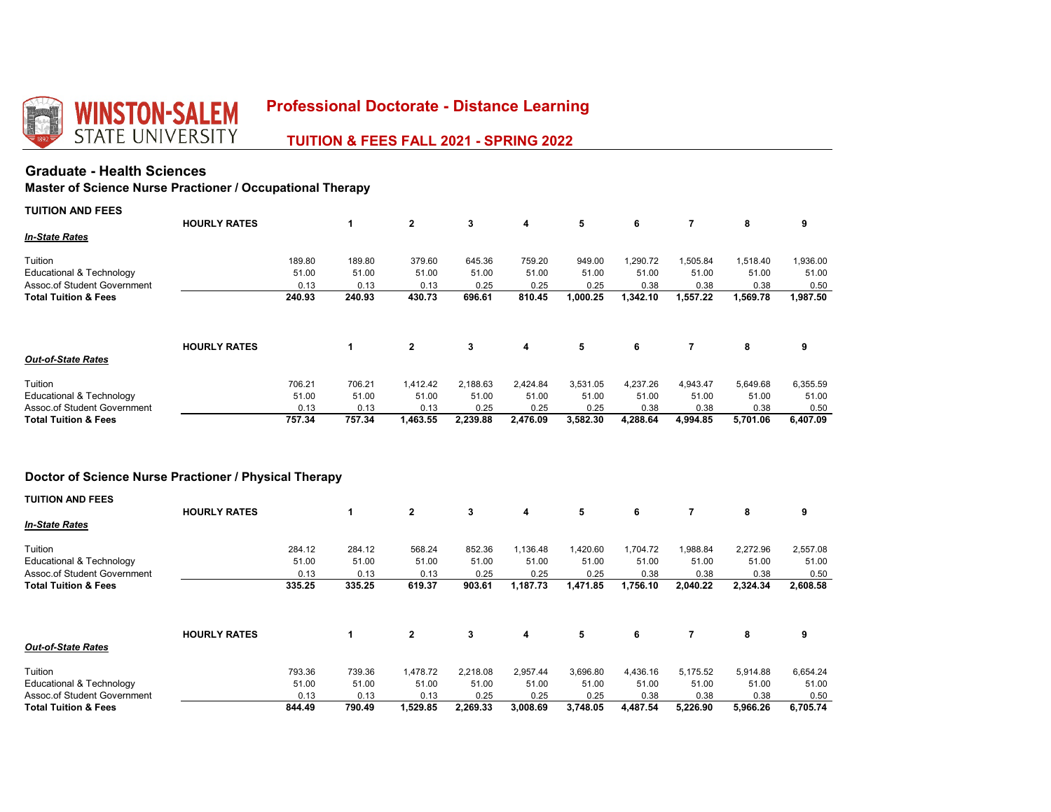# WINSTON-SALEM STATE UNIVERSITY

## Professional Doctorate - Distance Learning

### TUITION & FEES FALL 2021 - SPRING 2022

## Graduate - Health Sciences

### Master of Science Nurse Practioner / Occupational Therapy

**TUITION AND FEES**

***In-State Rates***

| | HOURLY RATES | 1 | 2 | 3 | 4 | 5 | 6 | 7 | 8 | 9 |
|---|---|---|---|---|---|---|---|---|---|---|
| Tuition | 189.80 | 189.80 | 379.60 | 645.36 | 759.20 | 949.00 | 1,290.72 | 1,505.84 | 1,518.40 | 1,936.00 |
| Educational & Technology | 51.00 | 51.00 | 51.00 | 51.00 | 51.00 | 51.00 | 51.00 | 51.00 | 51.00 | 51.00 |
| Assoc.of Student Government | 0.13 | 0.13 | 0.13 | 0.25 | 0.25 | 0.25 | 0.38 | 0.38 | 0.38 | 0.50 |
| **Total Tuition & Fees** | **240.93** | **240.93** | **430.73** | **696.61** | **810.45** | **1,000.25** | **1,342.10** | **1,557.22** | **1,569.78** | **1,987.50** |

***Out-of-State Rates***

| | HOURLY RATES | 1 | 2 | 3 | 4 | 5 | 6 | 7 | 8 | 9 |
|---|---|---|---|---|---|---|---|---|---|---|
| Tuition | 706.21 | 706.21 | 1,412.42 | 2,188.63 | 2,424.84 | 3,531.05 | 4,237.26 | 4,943.47 | 5,649.68 | 6,355.59 |
| Educational & Technology | 51.00 | 51.00 | 51.00 | 51.00 | 51.00 | 51.00 | 51.00 | 51.00 | 51.00 | 51.00 |
| Assoc.of Student Government | 0.13 | 0.13 | 0.13 | 0.25 | 0.25 | 0.25 | 0.38 | 0.38 | 0.38 | 0.50 |
| **Total Tuition & Fees** | **757.34** | **757.34** | **1,463.55** | **2,239.88** | **2,476.09** | **3,582.30** | **4,288.64** | **4,994.85** | **5,701.06** | **6,407.09** |

### Doctor of Science Nurse Practioner / Physical Therapy

**TUITION AND FEES**

***In-State Rates***

| | HOURLY RATES | 1 | 2 | 3 | 4 | 5 | 6 | 7 | 8 | 9 |
|---|---|---|---|---|---|---|---|---|---|---|
| Tuition | 284.12 | 284.12 | 568.24 | 852.36 | 1,136.48 | 1,420.60 | 1,704.72 | 1,988.84 | 2,272.96 | 2,557.08 |
| Educational & Technology | 51.00 | 51.00 | 51.00 | 51.00 | 51.00 | 51.00 | 51.00 | 51.00 | 51.00 | 51.00 |
| Assoc.of Student Government | 0.13 | 0.13 | 0.13 | 0.25 | 0.25 | 0.25 | 0.38 | 0.38 | 0.38 | 0.50 |
| **Total Tuition & Fees** | **335.25** | **335.25** | **619.37** | **903.61** | **1,187.73** | **1,471.85** | **1,756.10** | **2,040.22** | **2,324.34** | **2,608.58** |

***Out-of-State Rates***

| | HOURLY RATES | 1 | 2 | 3 | 4 | 5 | 6 | 7 | 8 | 9 |
|---|---|---|---|---|---|---|---|---|---|---|
| Tuition | 793.36 | 739.36 | 1,478.72 | 2,218.08 | 2,957.44 | 3,696.80 | 4,436.16 | 5,175.52 | 5,914.88 | 6,654.24 |
| Educational & Technology | 51.00 | 51.00 | 51.00 | 51.00 | 51.00 | 51.00 | 51.00 | 51.00 | 51.00 | 51.00 |
| Assoc.of Student Government | 0.13 | 0.13 | 0.13 | 0.25 | 0.25 | 0.25 | 0.38 | 0.38 | 0.38 | 0.50 |
| **Total Tuition & Fees** | **844.49** | **790.49** | **1,529.85** | **2,269.33** | **3,008.69** | **3,748.05** | **4,487.54** | **5,226.90** | **5,966.26** | **6,705.74** |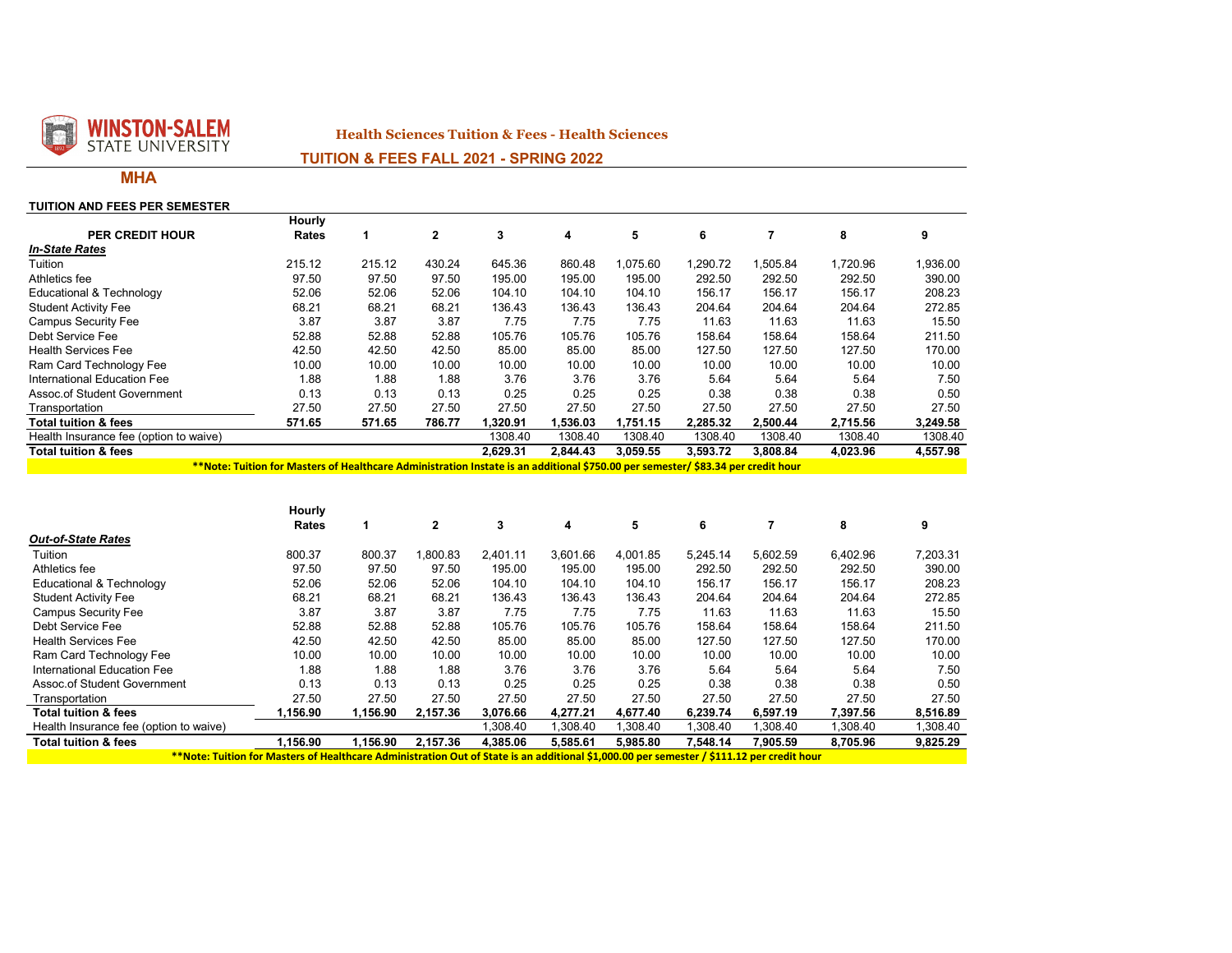WINSTON-SALEM STATE UNIVERSITY

**Health Sciences Tuition & Fees - Health Sciences**

**TUITION & FEES FALL 2021 - SPRING 2022**

## MHA

**TUITION AND FEES PER SEMESTER**

| PER CREDIT HOUR | Hourly Rates | 1 | 2 | 3 | 4 | 5 | 6 | 7 | 8 | 9 |
|---|---|---|---|---|---|---|---|---|---|---|
| ***In-State Rates*** | | | | | | | | | | |
| Tuition | 215.12 | 215.12 | 430.24 | 645.36 | 860.48 | 1,075.60 | 1,290.72 | 1,505.84 | 1,720.96 | 1,936.00 |
| Athletics fee | 97.50 | 97.50 | 97.50 | 195.00 | 195.00 | 195.00 | 292.50 | 292.50 | 292.50 | 390.00 |
| Educational & Technology | 52.06 | 52.06 | 52.06 | 104.10 | 104.10 | 104.10 | 156.17 | 156.17 | 156.17 | 208.23 |
| Student Activity Fee | 68.21 | 68.21 | 68.21 | 136.43 | 136.43 | 136.43 | 204.64 | 204.64 | 204.64 | 272.85 |
| Campus Security Fee | 3.87 | 3.87 | 3.87 | 7.75 | 7.75 | 7.75 | 11.63 | 11.63 | 11.63 | 15.50 |
| Debt Service Fee | 52.88 | 52.88 | 52.88 | 105.76 | 105.76 | 105.76 | 158.64 | 158.64 | 158.64 | 211.50 |
| Health Services Fee | 42.50 | 42.50 | 42.50 | 85.00 | 85.00 | 85.00 | 127.50 | 127.50 | 127.50 | 170.00 |
| Ram Card Technology Fee | 10.00 | 10.00 | 10.00 | 10.00 | 10.00 | 10.00 | 10.00 | 10.00 | 10.00 | 10.00 |
| International Education Fee | 1.88 | 1.88 | 1.88 | 3.76 | 3.76 | 3.76 | 5.64 | 5.64 | 5.64 | 7.50 |
| Assoc.of Student Government | 0.13 | 0.13 | 0.13 | 0.25 | 0.25 | 0.25 | 0.38 | 0.38 | 0.38 | 0.50 |
| Transportation | 27.50 | 27.50 | 27.50 | 27.50 | 27.50 | 27.50 | 27.50 | 27.50 | 27.50 | 27.50 |
| **Total tuition & fees** | **571.65** | **571.65** | **786.77** | **1,320.91** | **1,536.03** | **1,751.15** | **2,285.32** | **2,500.44** | **2,715.56** | **3,249.58** |
| Health Insurance fee (option to waive) | | | | 1308.40 | 1308.40 | 1308.40 | 1308.40 | 1308.40 | 1308.40 | 1308.40 |
| **Total tuition & fees** | | | | **2,629.31** | **2,844.43** | **3,059.55** | **3,593.72** | **3,808.84** | **4,023.96** | **4,557.98** |

****Note: Tuition for Masters of Healthcare Administration Instate is an additional $750.00 per semester/ $83.34 per credit hour**

| | Hourly Rates | 1 | 2 | 3 | 4 | 5 | 6 | 7 | 8 | 9 |
|---|---|---|---|---|---|---|---|---|---|---|
| ***Out-of-State Rates*** | | | | | | | | | | |
| Tuition | 800.37 | 800.37 | 1,800.83 | 2,401.11 | 3,601.66 | 4,001.85 | 5,245.14 | 5,602.59 | 6,402.96 | 7,203.31 |
| Athletics fee | 97.50 | 97.50 | 97.50 | 195.00 | 195.00 | 195.00 | 292.50 | 292.50 | 292.50 | 390.00 |
| Educational & Technology | 52.06 | 52.06 | 52.06 | 104.10 | 104.10 | 104.10 | 156.17 | 156.17 | 156.17 | 208.23 |
| Student Activity Fee | 68.21 | 68.21 | 68.21 | 136.43 | 136.43 | 136.43 | 204.64 | 204.64 | 204.64 | 272.85 |
| Campus Security Fee | 3.87 | 3.87 | 3.87 | 7.75 | 7.75 | 7.75 | 11.63 | 11.63 | 11.63 | 15.50 |
| Debt Service Fee | 52.88 | 52.88 | 52.88 | 105.76 | 105.76 | 105.76 | 158.64 | 158.64 | 158.64 | 211.50 |
| Health Services Fee | 42.50 | 42.50 | 42.50 | 85.00 | 85.00 | 85.00 | 127.50 | 127.50 | 127.50 | 170.00 |
| Ram Card Technology Fee | 10.00 | 10.00 | 10.00 | 10.00 | 10.00 | 10.00 | 10.00 | 10.00 | 10.00 | 10.00 |
| International Education Fee | 1.88 | 1.88 | 1.88 | 3.76 | 3.76 | 3.76 | 5.64 | 5.64 | 5.64 | 7.50 |
| Assoc.of Student Government | 0.13 | 0.13 | 0.13 | 0.25 | 0.25 | 0.25 | 0.38 | 0.38 | 0.38 | 0.50 |
| Transportation | 27.50 | 27.50 | 27.50 | 27.50 | 27.50 | 27.50 | 27.50 | 27.50 | 27.50 | 27.50 |
| **Total tuition & fees** | **1,156.90** | **1,156.90** | **2,157.36** | **3,076.66** | **4,277.21** | **4,677.40** | **6,239.74** | **6,597.19** | **7,397.56** | **8,516.89** |
| Health Insurance fee (option to waive) | | | | 1,308.40 | 1,308.40 | 1,308.40 | 1,308.40 | 1,308.40 | 1,308.40 | 1,308.40 |
| **Total tuition & fees** | **1,156.90** | **1,156.90** | **2,157.36** | **4,385.06** | **5,585.61** | **5,985.80** | **7,548.14** | **7,905.59** | **8,705.96** | **9,825.29** |

****Note: Tuition for Masters of Healthcare Administration Out of State is an additional $1,000.00 per semester / $111.12 per credit hour**